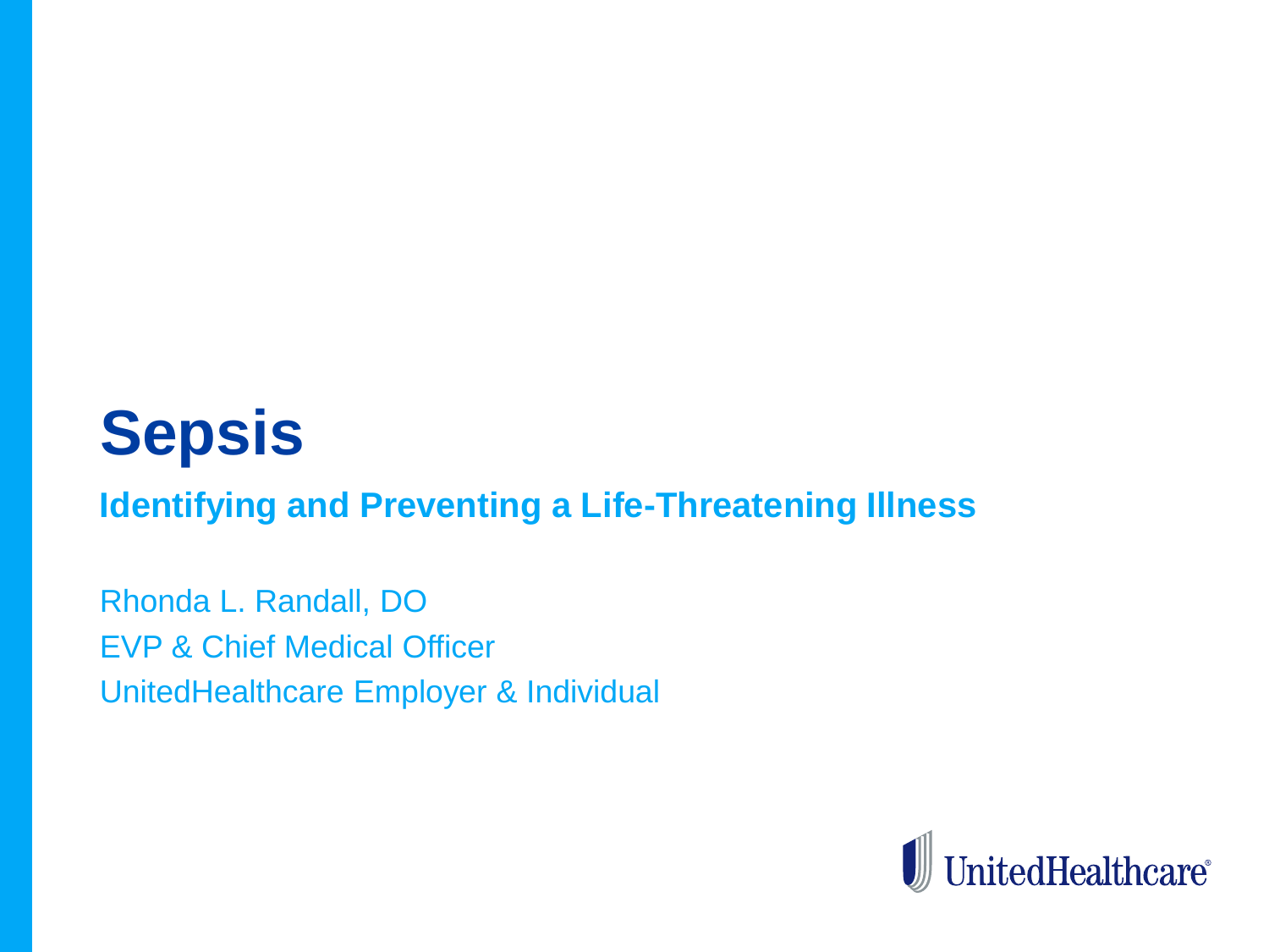# Sepsis

## Identifying and Preventing a Life-Threatening Illness

Rhonda L. Randall, DO

EVP & Chief Medical Officer

UnitedHealthcare Employer & Individual

UnitedHealthcare®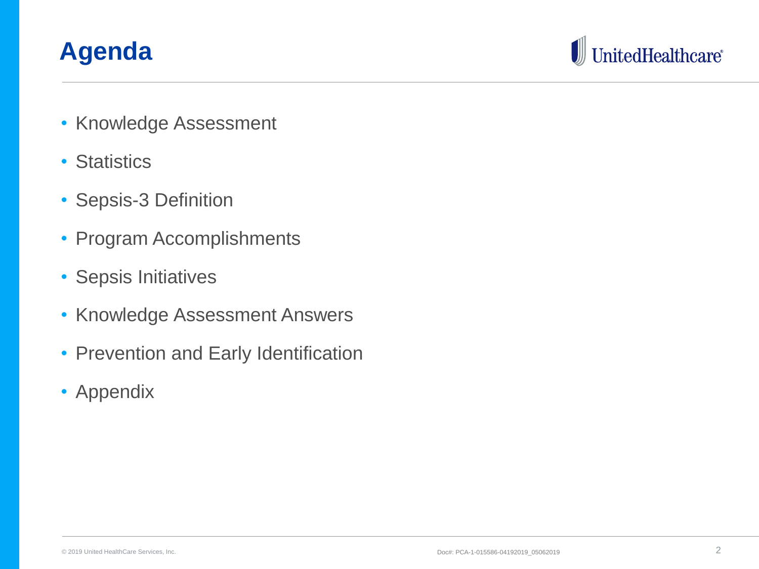# Agenda

- Knowledge Assessment
- Statistics
- Sepsis-3 Definition
- Program Accomplishments
- Sepsis Initiatives
- Knowledge Assessment Answers
- Prevention and Early Identification
- Appendix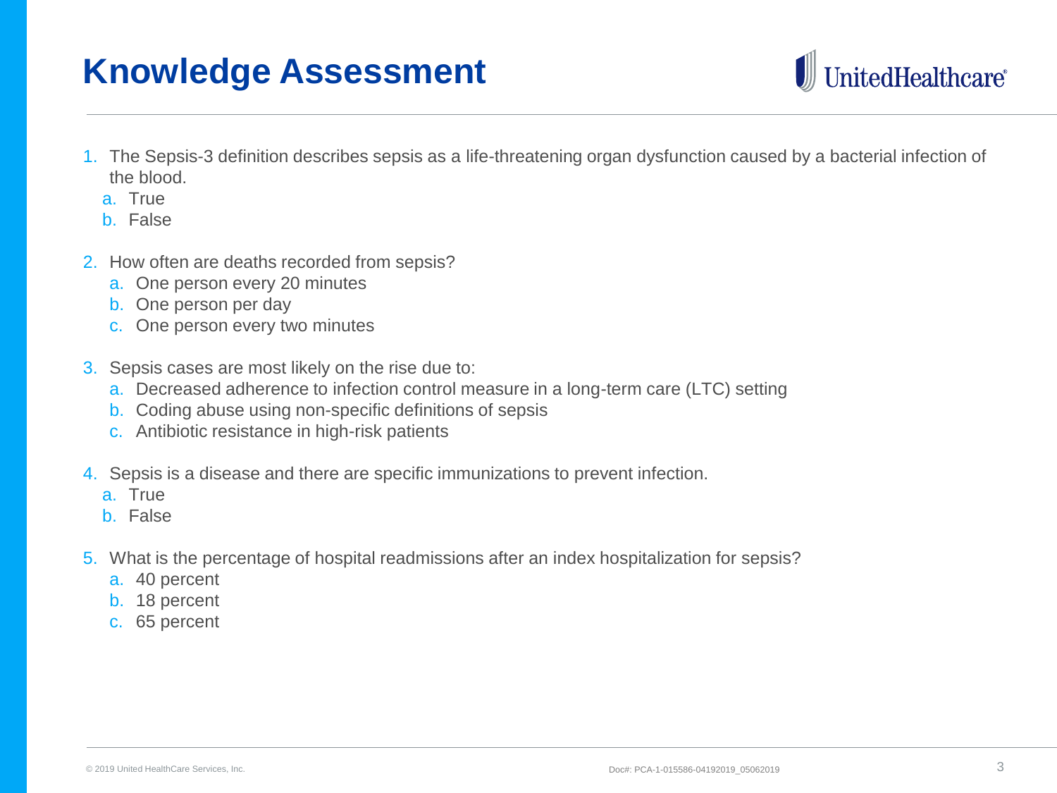# Knowledge Assessment

1. The Sepsis-3 definition describes sepsis as a life-threatening organ dysfunction caused by a bacterial infection of the blood.
   a. True
   b. False

2. How often are deaths recorded from sepsis?
   a. One person every 20 minutes
   b. One person per day
   c. One person every two minutes

3. Sepsis cases are most likely on the rise due to:
   a. Decreased adherence to infection control measure in a long-term care (LTC) setting
   b. Coding abuse using non-specific definitions of sepsis
   c. Antibiotic resistance in high-risk patients

4. Sepsis is a disease and there are specific immunizations to prevent infection.
   a. True
   b. False

5. What is the percentage of hospital readmissions after an index hospitalization for sepsis?
   a. 40 percent
   b. 18 percent
   c. 65 percent

© 2019 United HealthCare Services, Inc.

Doc#: PCA-1-015586-04192019_05062019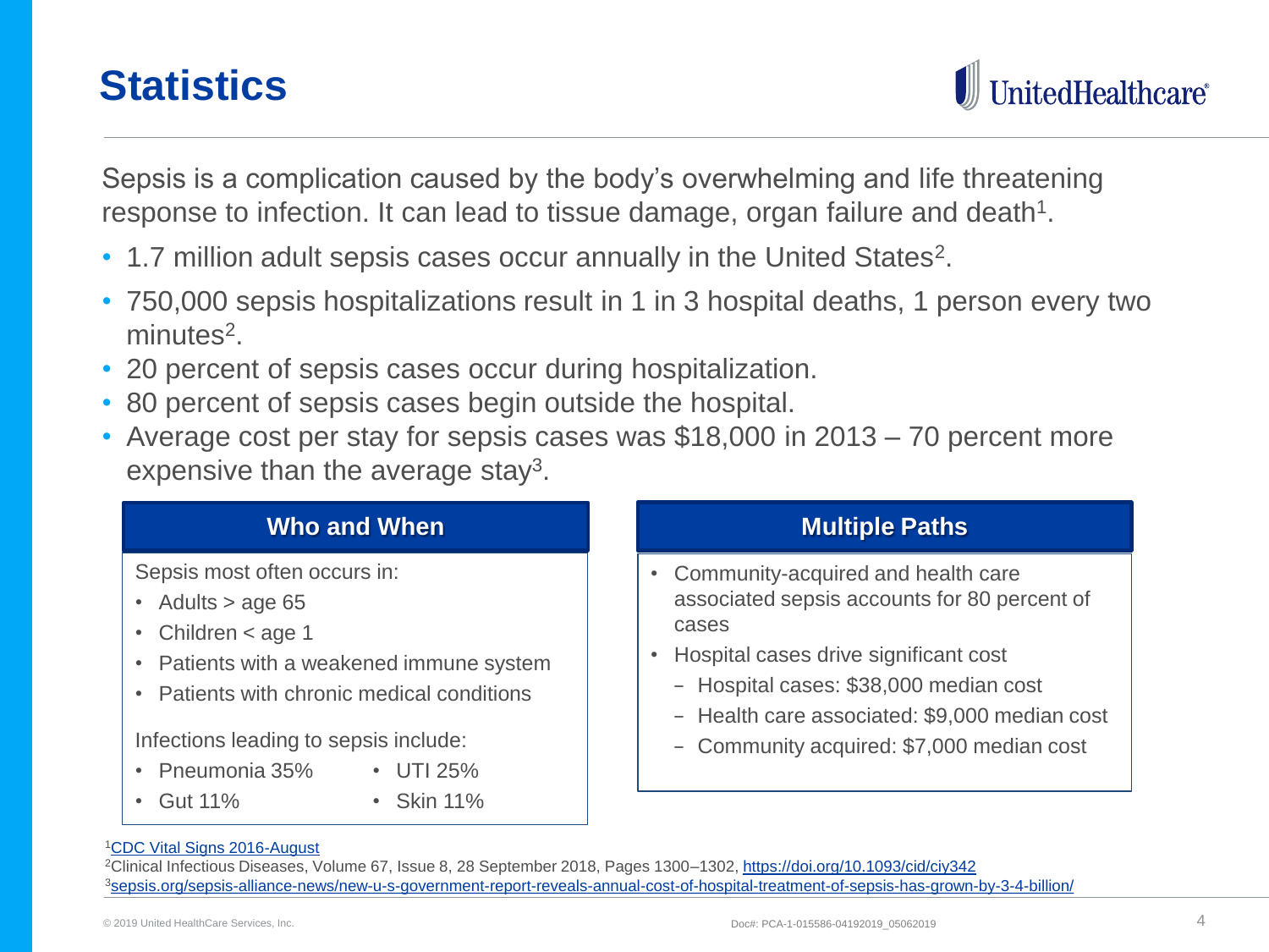# Statistics

Sepsis is a complication caused by the body's overwhelming and life threatening response to infection. It can lead to tissue damage, organ failure and death[1].

- 1.7 million adult sepsis cases occur annually in the United States[2].
- 750,000 sepsis hospitalizations result in 1 in 3 hospital deaths, 1 person every two minutes[2].
- 20 percent of sepsis cases occur during hospitalization.
- 80 percent of sepsis cases begin outside the hospital.
- Average cost per stay for sepsis cases was $18,000 in 2013 – 70 percent more expensive than the average stay[3].

## Who and When

Sepsis most often occurs in:

- Adults > age 65
- Children < age 1
- Patients with a weakened immune system
- Patients with chronic medical conditions

Infections leading to sepsis include:

- Pneumonia 35%
- UTI 25%
- Gut 11%
- Skin 11%

## Multiple Paths

- Community-acquired and health care associated sepsis accounts for 80 percent of cases
- Hospital cases drive significant cost
  - Hospital cases: $38,000 median cost
  - Health care associated: $9,000 median cost
  - Community acquired: $7,000 median cost

[1] CDC Vital Signs 2016-August
[2] Clinical Infectious Diseases, Volume 67, Issue 8, 28 September 2018, Pages 1300–1302, https://doi.org/10.1093/cid/ciy342
[3] sepsis.org/sepsis-alliance-news/new-u-s-government-report-reveals-annual-cost-of-hospital-treatment-of-sepsis-has-grown-by-3-4-billion/

© 2019 United HealthCare Services, Inc.

Doc#: PCA-1-015586-04192019_05062019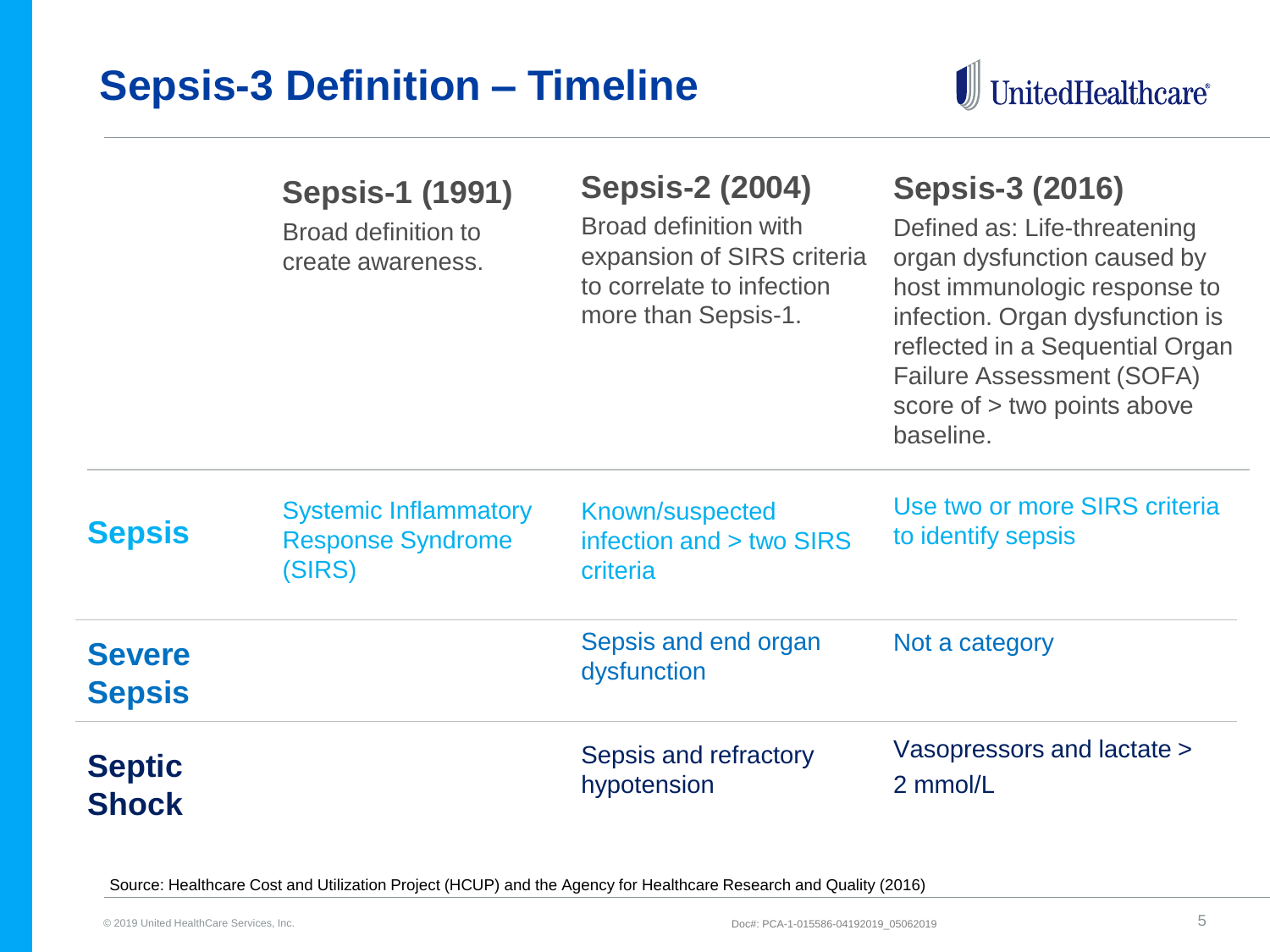# Sepsis-3 Definition – Timeline

| | Sepsis-1 (1991) | Sepsis-2 (2004) | Sepsis-3 (2016) |
|---|---|---|---|
| | Broad definition to create awareness. | Broad definition with expansion of SIRS criteria to correlate to infection more than Sepsis-1. | Defined as: Life-threatening organ dysfunction caused by host immunologic response to infection. Organ dysfunction is reflected in a Sequential Organ Failure Assessment (SOFA) score of > two points above baseline. |
| **Sepsis** | Systemic Inflammatory Response Syndrome (SIRS) | Known/suspected infection and > two SIRS criteria | Use two or more SIRS criteria to identify sepsis |
| **Severe Sepsis** | | Sepsis and end organ dysfunction | Not a category |
| **Septic Shock** | | Sepsis and refractory hypotension | Vasopressors and lactate > 2 mmol/L |

Source: Healthcare Cost and Utilization Project (HCUP) and the Agency for Healthcare Research and Quality (2016)

© 2019 United HealthCare Services, Inc.

Doc#: PCA-1-015586-04192019_05062019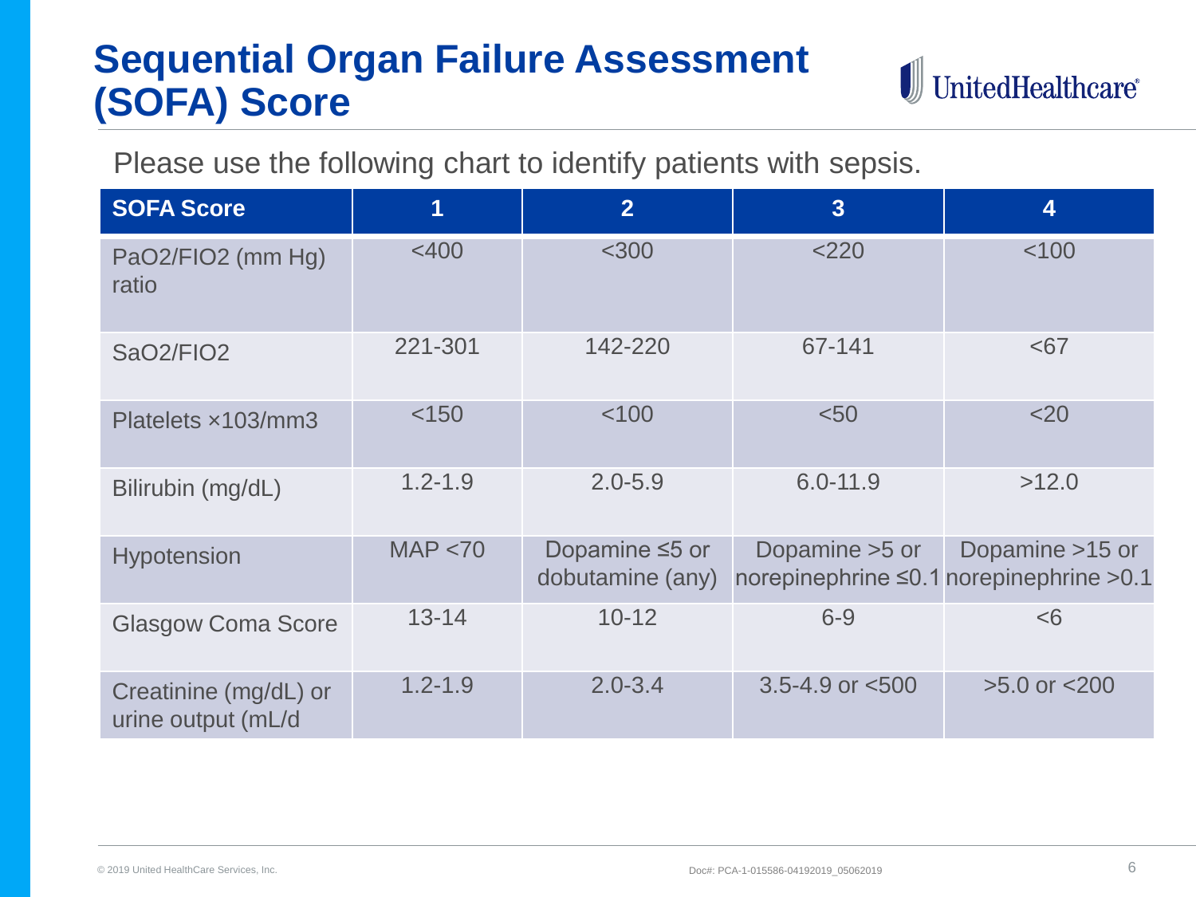# Sequential Organ Failure Assessment (SOFA) Score

Please use the following chart to identify patients with sepsis.

| SOFA Score | 1 | 2 | 3 | 4 |
|---|---|---|---|---|
| PaO2/FIO2 (mm Hg) ratio | <400 | <300 | <220 | <100 |
| SaO2/FIO2 | 221-301 | 142-220 | 67-141 | <67 |
| Platelets ×103/mm3 | <150 | <100 | <50 | <20 |
| Bilirubin (mg/dL) | 1.2-1.9 | 2.0-5.9 | 6.0-11.9 | >12.0 |
| Hypotension | MAP <70 | Dopamine ≤5 or dobutamine (any) | Dopamine >5 or norepinephrine ≤0.1 | Dopamine >15 or norepinephrine >0.1 |
| Glasgow Coma Score | 13-14 | 10-12 | 6-9 | <6 |
| Creatinine (mg/dL) or urine output (mL/d | 1.2-1.9 | 2.0-3.4 | 3.5-4.9 or <500 | >5.0 or <200 |

© 2019 United HealthCare Services, Inc.

Doc#: PCA-1-015586-04192019_05062019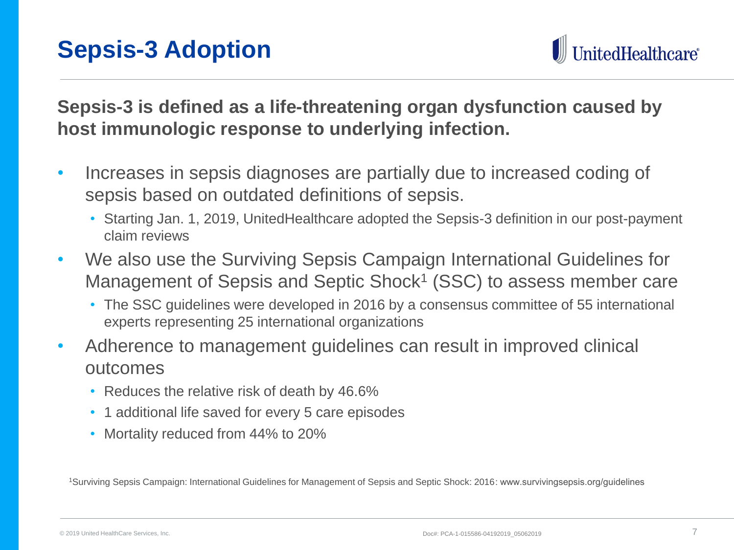# Sepsis-3 Adoption

**Sepsis-3 is defined as a life-threatening organ dysfunction caused by host immunologic response to underlying infection.**

- Increases in sepsis diagnoses are partially due to increased coding of sepsis based on outdated definitions of sepsis.
  - Starting Jan. 1, 2019, UnitedHealthcare adopted the Sepsis-3 definition in our post-payment claim reviews
- We also use the Surviving Sepsis Campaign International Guidelines for Management of Sepsis and Septic Shock[1] (SSC) to assess member care
  - The SSC guidelines were developed in 2016 by a consensus committee of 55 international experts representing 25 international organizations
- Adherence to management guidelines can result in improved clinical outcomes
  - Reduces the relative risk of death by 46.6%
  - 1 additional life saved for every 5 care episodes
  - Mortality reduced from 44% to 20%

[1]Surviving Sepsis Campaign: International Guidelines for Management of Sepsis and Septic Shock: 2016: www.survivingsepsis.org/guidelines

© 2019 United HealthCare Services, Inc.

Doc#: PCA-1-015586-04192019_05062019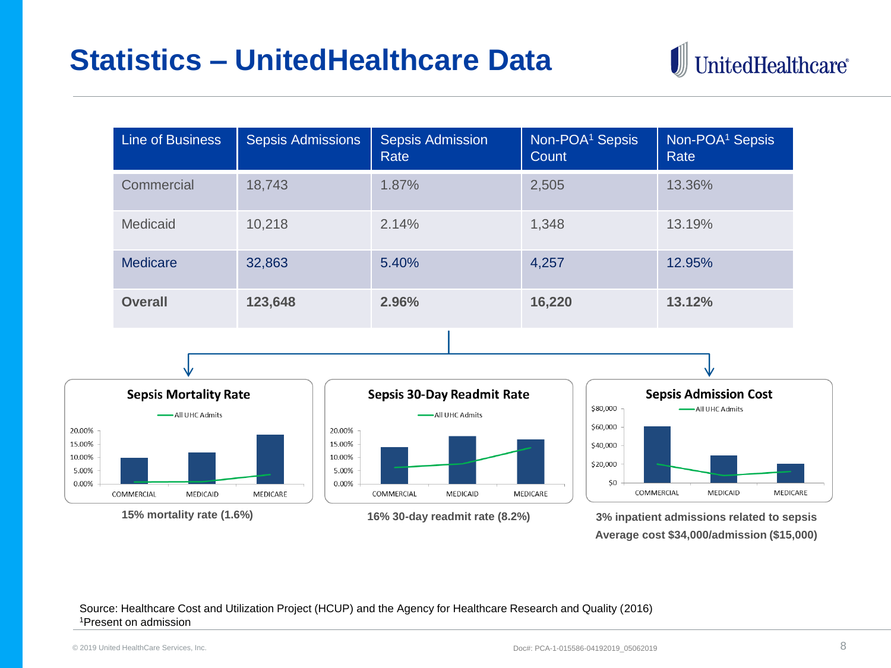# Statistics – UnitedHealthcare Data

| Line of Business | Sepsis Admissions | Sepsis Admission Rate | Non-POA[1] Sepsis Count | Non-POA[1] Sepsis Rate |
|---|---|---|---|---|
| Commercial | 18,743 | 1.87% | 2,505 | 13.36% |
| Medicaid | 10,218 | 2.14% | 1,348 | 13.19% |
| Medicare | 32,863 | 5.40% | 4,257 | 12.95% |
| **Overall** | **123,648** | **2.96%** | **16,220** | **13.12%** |

**Sepsis Mortality Rate**

**15% mortality rate (1.6%)**

**Sepsis 30-Day Readmit Rate**

**16% 30-day readmit rate (8.2%)**

**Sepsis Admission Cost**

**3% inpatient admissions related to sepsis**
**Average cost $34,000/admission ($15,000)**

Source: Healthcare Cost and Utilization Project (HCUP) and the Agency for Healthcare Research and Quality (2016)
[1]Present on admission

© 2019 United HealthCare Services, Inc. Doc#: PCA-1-015586-04192019_05062019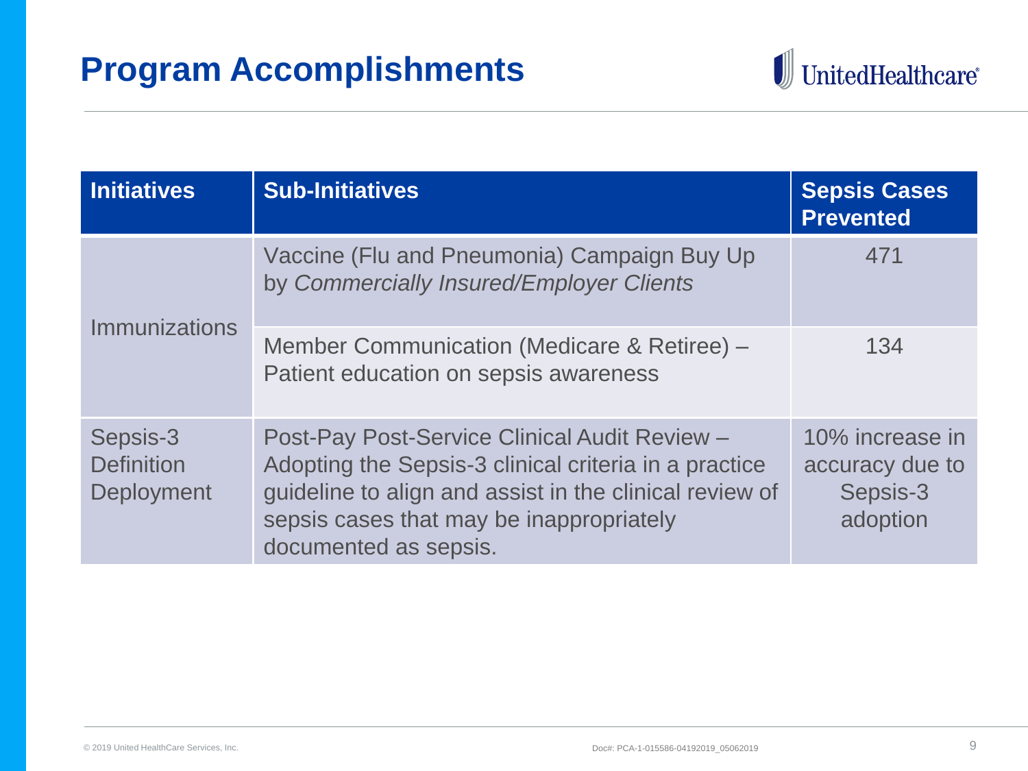# Program Accomplishments

| Initiatives | Sub-Initiatives | Sepsis Cases Prevented |
|---|---|---|
| Immunizations | Vaccine (Flu and Pneumonia) Campaign Buy Up by *Commercially Insured/Employer Clients* | 471 |
| | Member Communication (Medicare & Retiree) – Patient education on sepsis awareness | 134 |
| Sepsis-3 Definition Deployment | Post-Pay Post-Service Clinical Audit Review – Adopting the Sepsis-3 clinical criteria in a practice guideline to align and assist in the clinical review of sepsis cases that may be inappropriately documented as sepsis. | 10% increase in accuracy due to Sepsis-3 adoption |

© 2019 United HealthCare Services, Inc.

Doc#: PCA-1-015586-04192019_05062019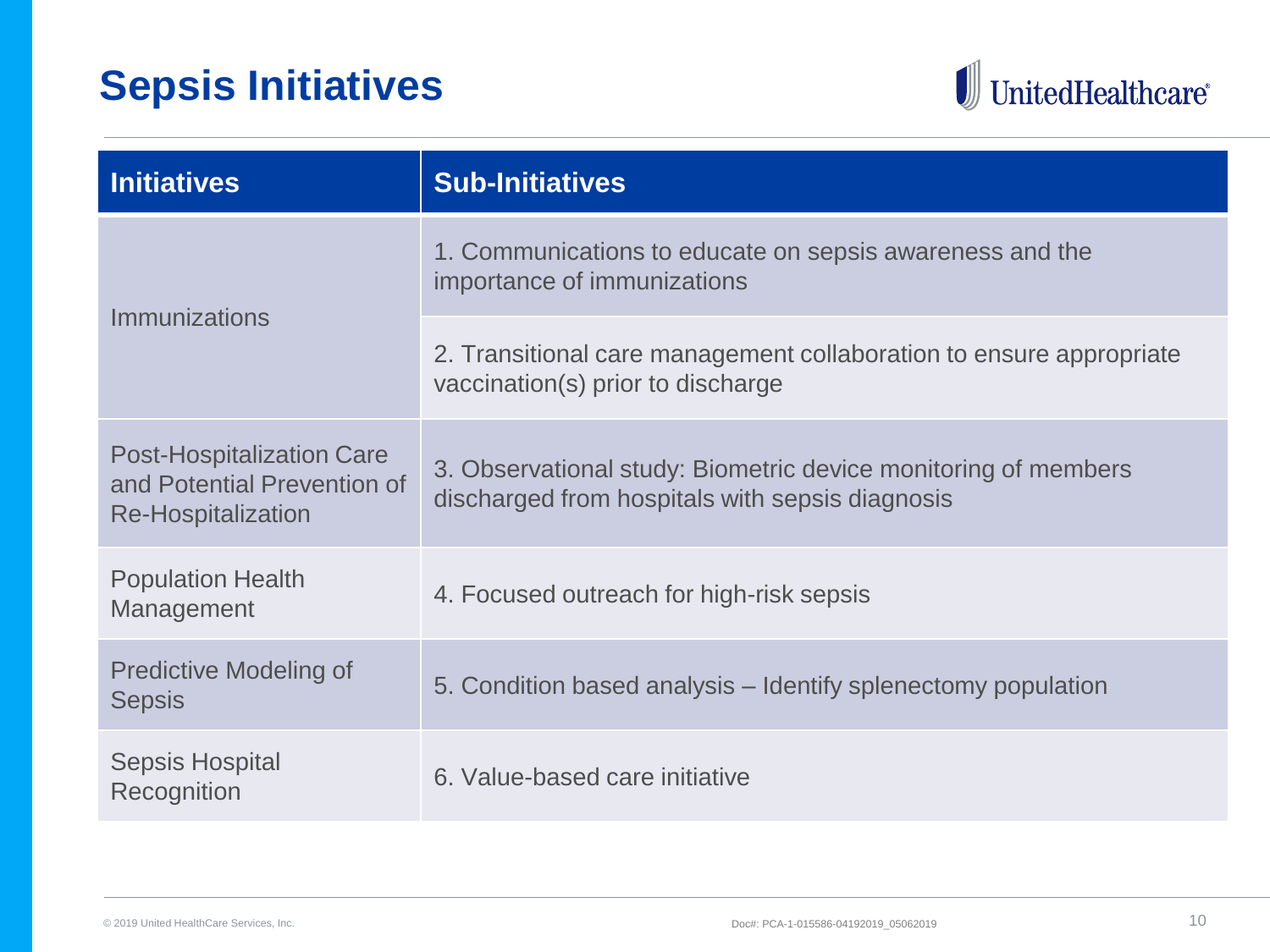# Sepsis Initiatives

| Initiatives | Sub-Initiatives |
|---|---|
| Immunizations | 1. Communications to educate on sepsis awareness and the importance of immunizations |
| | 2. Transitional care management collaboration to ensure appropriate vaccination(s) prior to discharge |
| Post-Hospitalization Care and Potential Prevention of Re-Hospitalization | 3. Observational study: Biometric device monitoring of members discharged from hospitals with sepsis diagnosis |
| Population Health Management | 4. Focused outreach for high-risk sepsis |
| Predictive Modeling of Sepsis | 5. Condition based analysis – Identify splenectomy population |
| Sepsis Hospital Recognition | 6. Value-based care initiative |

© 2019 United HealthCare Services, Inc.

Doc#: PCA-1-015586-04192019_05062019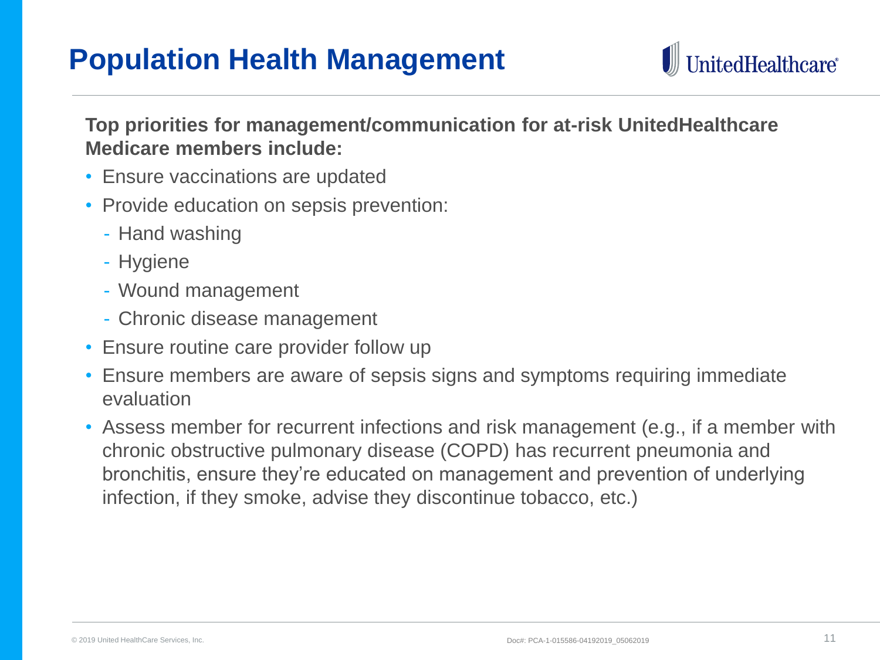# Population Health Management

**Top priorities for management/communication for at-risk UnitedHealthcare Medicare members include:**

- Ensure vaccinations are updated
- Provide education on sepsis prevention:
  - Hand washing
  - Hygiene
  - Wound management
  - Chronic disease management
- Ensure routine care provider follow up
- Ensure members are aware of sepsis signs and symptoms requiring immediate evaluation
- Assess member for recurrent infections and risk management (e.g., if a member with chronic obstructive pulmonary disease (COPD) has recurrent pneumonia and bronchitis, ensure they're educated on management and prevention of underlying infection, if they smoke, advise they discontinue tobacco, etc.)

© 2019 United HealthCare Services, Inc.

Doc#: PCA-1-015586-04192019_05062019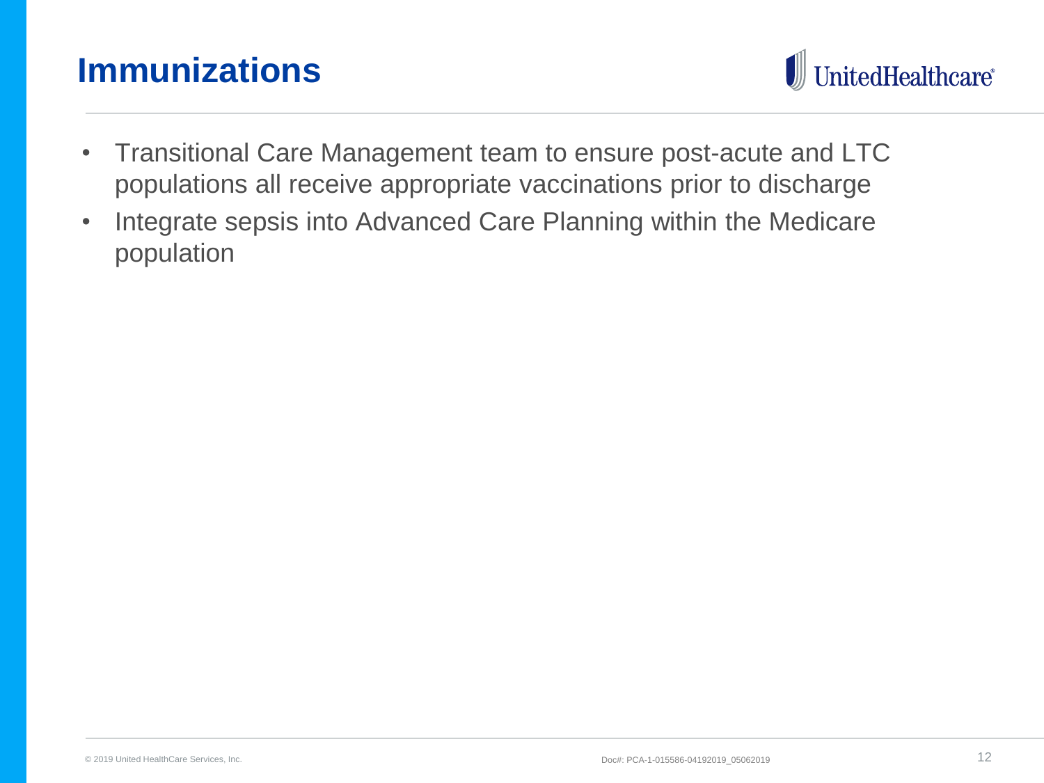# Immunizations

- Transitional Care Management team to ensure post-acute and LTC populations all receive appropriate vaccinations prior to discharge
- Integrate sepsis into Advanced Care Planning within the Medicare population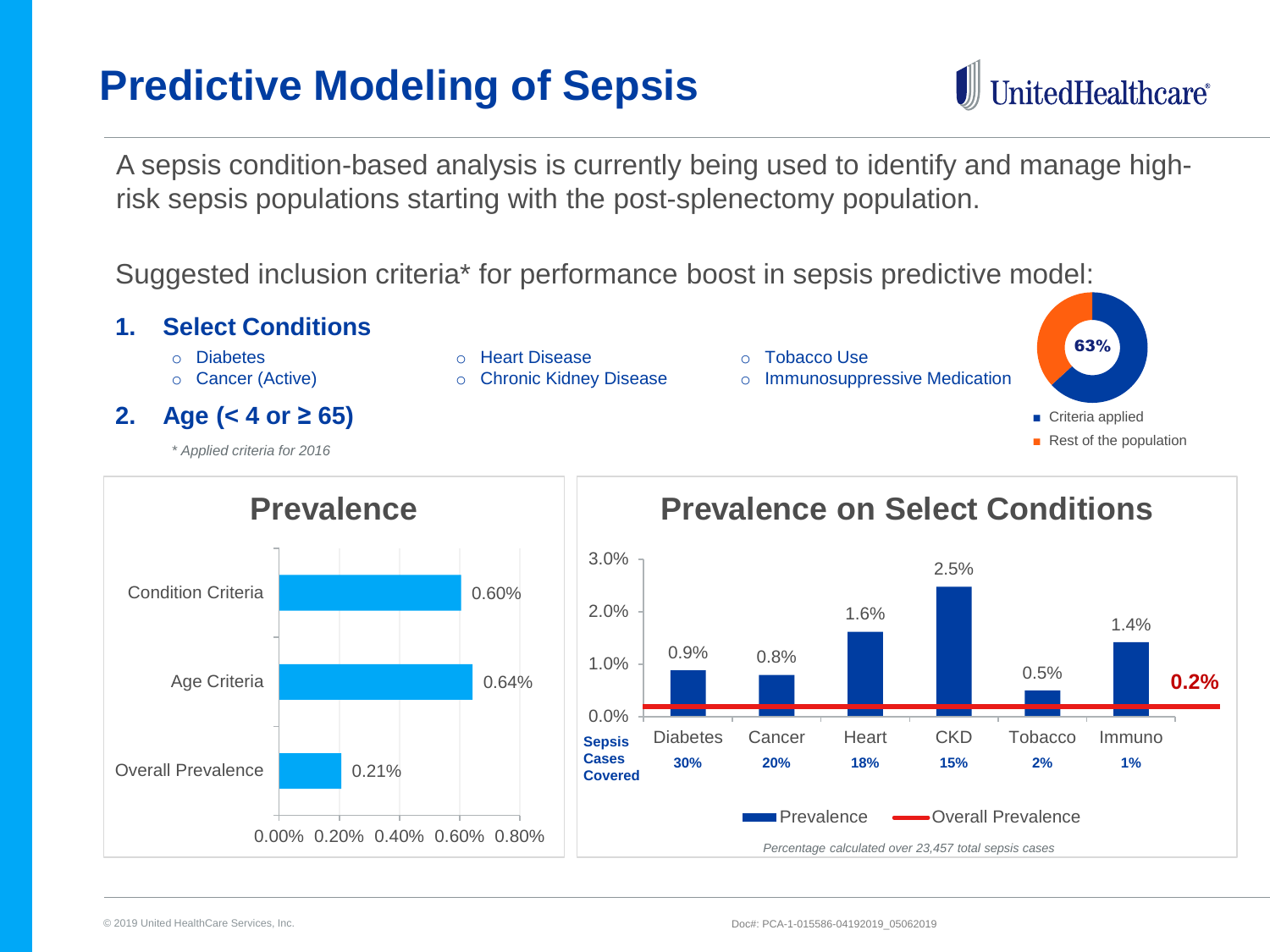# Predictive Modeling of Sepsis

A sepsis condition-based analysis is currently being used to identify and manage high-risk sepsis populations starting with the post-splenectomy population.

Suggested inclusion criteria* for performance boost in sepsis predictive model:

1. **Select Conditions**
   - Diabetes
   - Cancer (Active)
   - Heart Disease
   - Chronic Kidney Disease
   - Tobacco Use
   - Immunosuppressive Medication
2. **Age (< 4 or ≥ 65)**

*\* Applied criteria for 2016*

| | Share |
|---|---|
| Criteria applied | 63% |
| Rest of the population | |

## Prevalence

| | Prevalence |
|---|---|
| Condition Criteria | 0.60% |
| Age Criteria | 0.64% |
| Overall Prevalence | 0.21% |

## Prevalence on Select Conditions

| | Diabetes | Cancer | Heart | CKD | Tobacco | Immuno |
|---|---|---|---|---|---|---|
| Prevalence | 0.9% | 0.8% | 1.6% | 2.5% | 0.5% | 1.4% |
| Sepsis Cases Covered | 30% | 20% | 18% | 15% | 2% | 1% |

Overall Prevalence: 0.2%

*Percentage calculated over 23,457 total sepsis cases*

© 2019 United HealthCare Services, Inc. Doc#: PCA-1-015586-04192019_05062019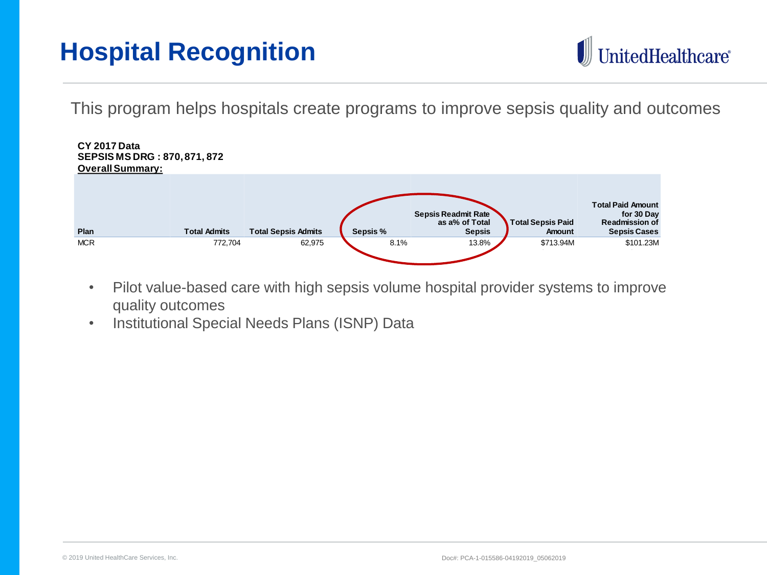# Hospital Recognition

This program helps hospitals create programs to improve sepsis quality and outcomes

**CY 2017 Data**
**SEPSIS MS DRG : 870, 871, 872**
**Overall Summary:**

| Plan | Total Admits | Total Sepsis Admits | Sepsis % | Sepsis Readmit Rate as a% of Total Sepsis | Total Sepsis Paid Amount | Total Paid Amount for 30 Day Readmission of Sepsis Cases |
|---|---|---|---|---|---|---|
| MCR | 772,704 | 62,975 | 8.1% | 13.8% | $713.94M | $101.23M |

- Pilot value-based care with high sepsis volume hospital provider systems to improve quality outcomes
- Institutional Special Needs Plans (ISNP) Data

© 2019 United HealthCare Services, Inc.

Doc#: PCA-1-015586-04192019_05062019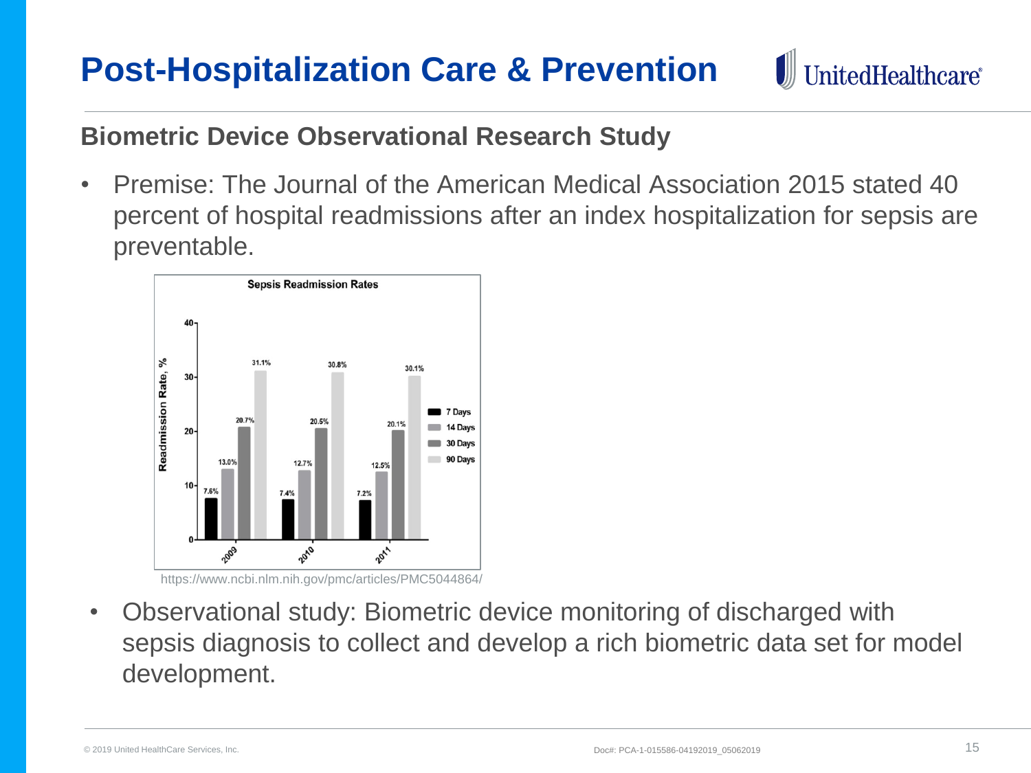# Post-Hospitalization Care & Prevention

## Biometric Device Observational Research Study

- Premise: The Journal of the American Medical Association 2015 stated 40 percent of hospital readmissions after an index hospitalization for sepsis are preventable.

**Sepsis Readmission Rates**

| Year | 7 Days | 14 Days | 30 Days | 90 Days |
|---|---|---|---|---|
| 2009 | 7.6% | 13.0% | 20.7% | 31.1% |
| 2010 | 7.4% | 12.7% | 20.5% | 30.8% |
| 2011 | 7.2% | 12.5% | 20.1% | 30.1% |

https://www.ncbi.nlm.nih.gov/pmc/articles/PMC5044864/

- Observational study: Biometric device monitoring of discharged with sepsis diagnosis to collect and develop a rich biometric data set for model development.

© 2019 United HealthCare Services, Inc.

Doc#: PCA-1-015586-04192019_05062019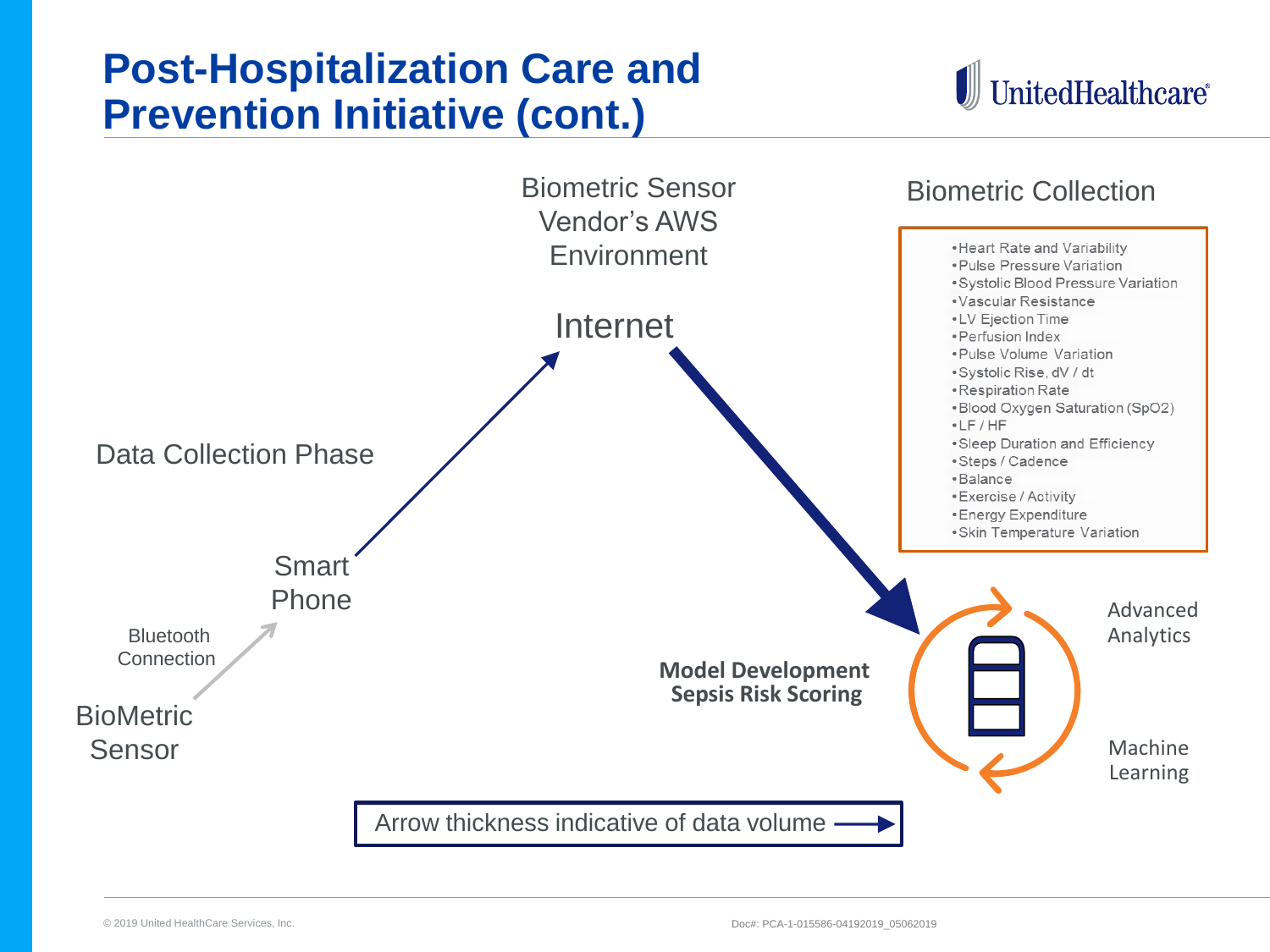# Post-Hospitalization Care and Prevention Initiative (cont.)

Biometric Sensor Vendor's AWS Environment

Internet

Data Collection Phase

Smart Phone

Bluetooth Connection

BioMetric Sensor

Model Development
Sepsis Risk Scoring

Advanced Analytics

Machine Learning

## Biometric Collection

- Heart Rate and Variability
- Pulse Pressure Variation
- Systolic Blood Pressure Variation
- Vascular Resistance
- LV Ejection Time
- Perfusion Index
- Pulse Volume Variation
- Systolic Rise, dV / dt
- Respiration Rate
- Blood Oxygen Saturation (SpO2)
- LF / HF
- Sleep Duration and Efficiency
- Steps / Cadence
- Balance
- Exercise / Activity
- Energy Expenditure
- Skin Temperature Variation

Arrow thickness indicative of data volume

© 2019 United HealthCare Services, Inc.

Doc#: PCA-1-015586-04192019_05062019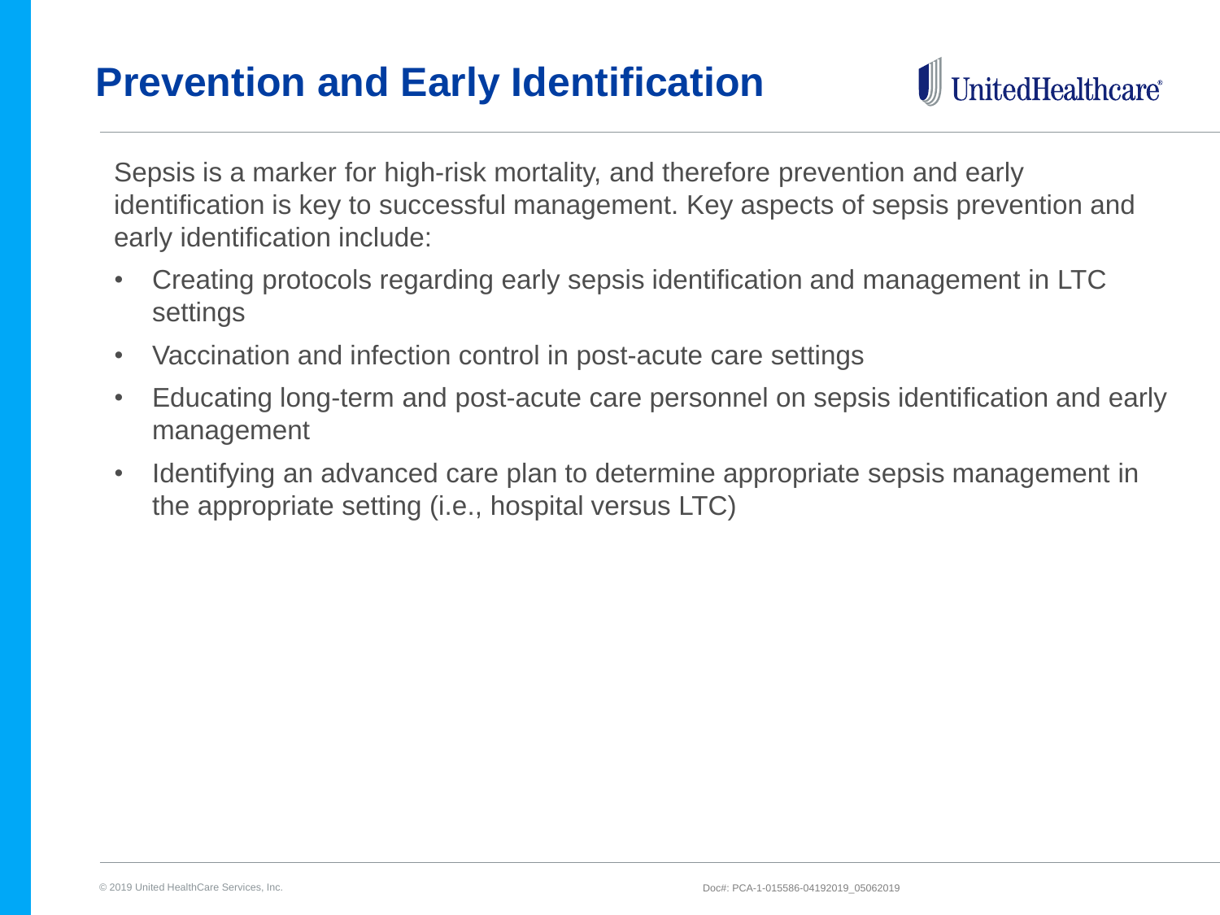# Prevention and Early Identification

Sepsis is a marker for high-risk mortality, and therefore prevention and early identification is key to successful management. Key aspects of sepsis prevention and early identification include:

- Creating protocols regarding early sepsis identification and management in LTC settings
- Vaccination and infection control in post-acute care settings
- Educating long-term and post-acute care personnel on sepsis identification and early management
- Identifying an advanced care plan to determine appropriate sepsis management in the appropriate setting (i.e., hospital versus LTC)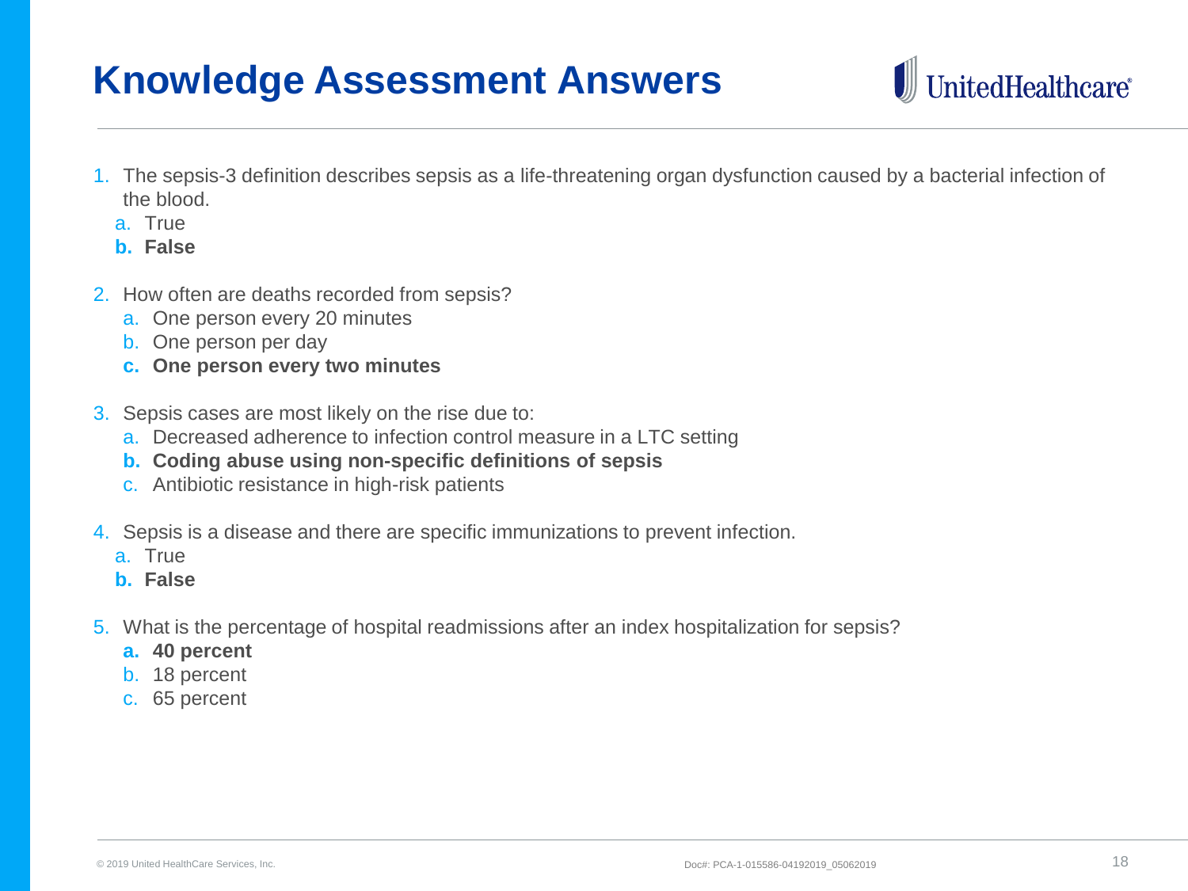# Knowledge Assessment Answers

1. The sepsis-3 definition describes sepsis as a life-threatening organ dysfunction caused by a bacterial infection of the blood.
   a. True
   **b. False**

2. How often are deaths recorded from sepsis?
   a. One person every 20 minutes
   b. One person per day
   **c. One person every two minutes**

3. Sepsis cases are most likely on the rise due to:
   a. Decreased adherence to infection control measure in a LTC setting
   **b. Coding abuse using non-specific definitions of sepsis**
   c. Antibiotic resistance in high-risk patients

4. Sepsis is a disease and there are specific immunizations to prevent infection.
   a. True
   **b. False**

5. What is the percentage of hospital readmissions after an index hospitalization for sepsis?
   **a. 40 percent**
   b. 18 percent
   c. 65 percent

© 2019 United HealthCare Services, Inc.

Doc#: PCA-1-015586-04192019_05062019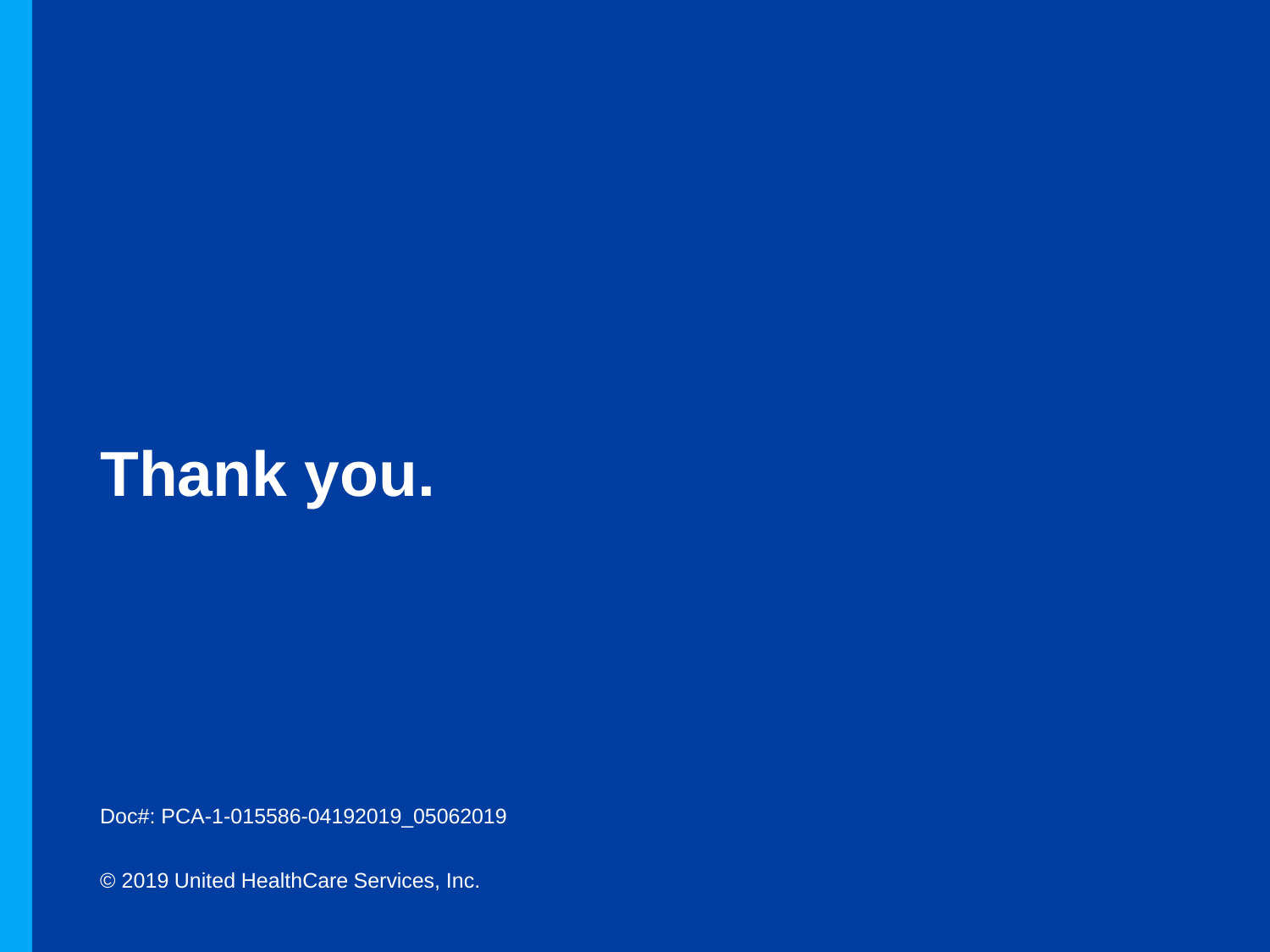# Thank you.

Doc#: PCA-1-015586-04192019_05062019

© 2019 United HealthCare Services, Inc.